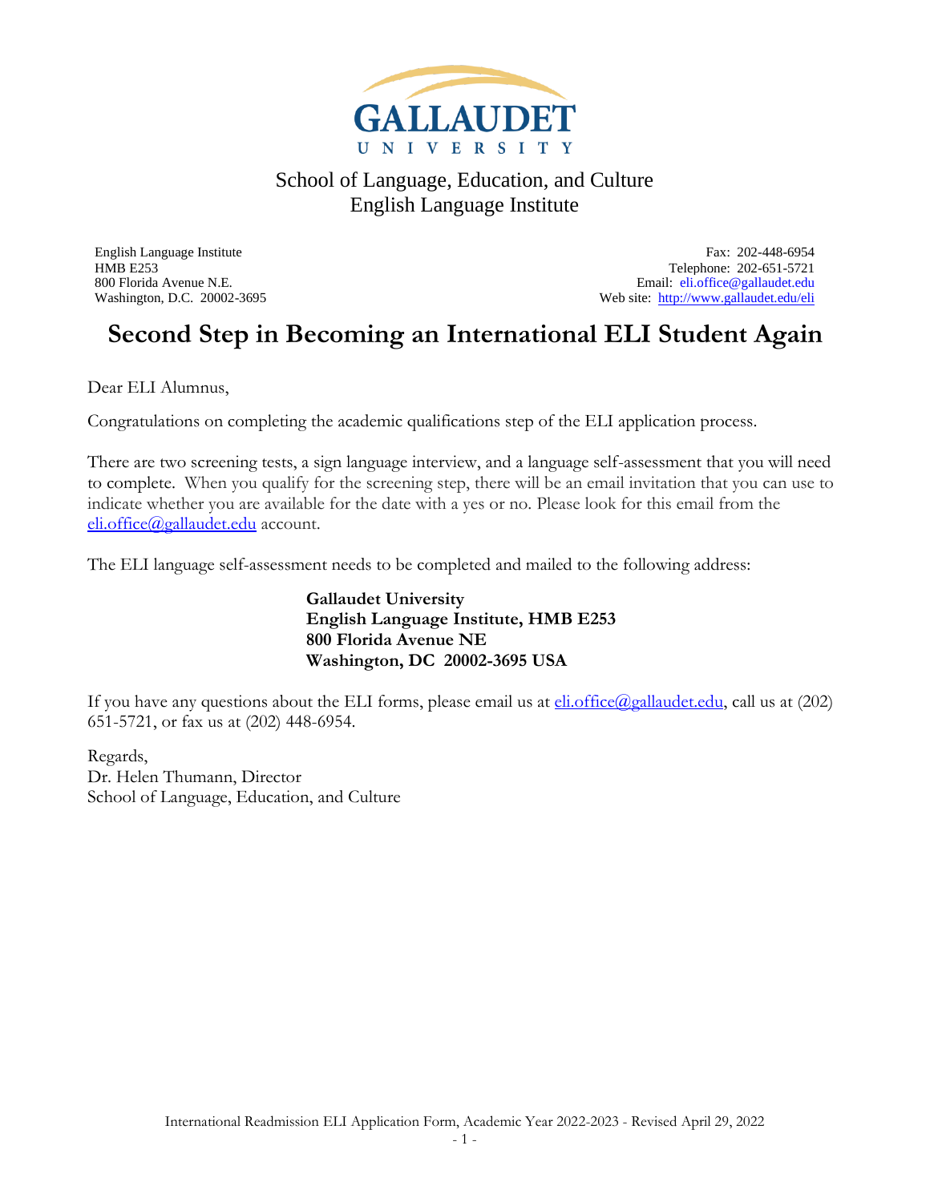GALLAUDET UNIVERSITY

School of Language, Education, and Culture
English Language Institute

English Language Institute
HMB E253
800 Florida Avenue N.E.
Washington, D.C. 20002-3695

Fax: 202-448-6954
Telephone: 202-651-5721
Email: eli.office@gallaudet.edu
Web site: http://www.gallaudet.edu/eli

# Second Step in Becoming an International ELI Student Again

Dear ELI Alumnus,

Congratulations on completing the academic qualifications step of the ELI application process.

There are two screening tests, a sign language interview, and a language self-assessment that you will need to complete. When you qualify for the screening step, there will be an email invitation that you can use to indicate whether you are available for the date with a yes or no. Please look for this email from the eli.office@gallaudet.edu account.

The ELI language self-assessment needs to be completed and mailed to the following address:

**Gallaudet University**
**English Language Institute, HMB E253**
**800 Florida Avenue NE**
**Washington, DC 20002-3695 USA**

If you have any questions about the ELI forms, please email us at eli.office@gallaudet.edu, call us at (202) 651-5721, or fax us at (202) 448-6954.

Regards,
Dr. Helen Thumann, Director
School of Language, Education, and Culture

International Readmission ELI Application Form, Academic Year 2022-2023 - Revised April 29, 2022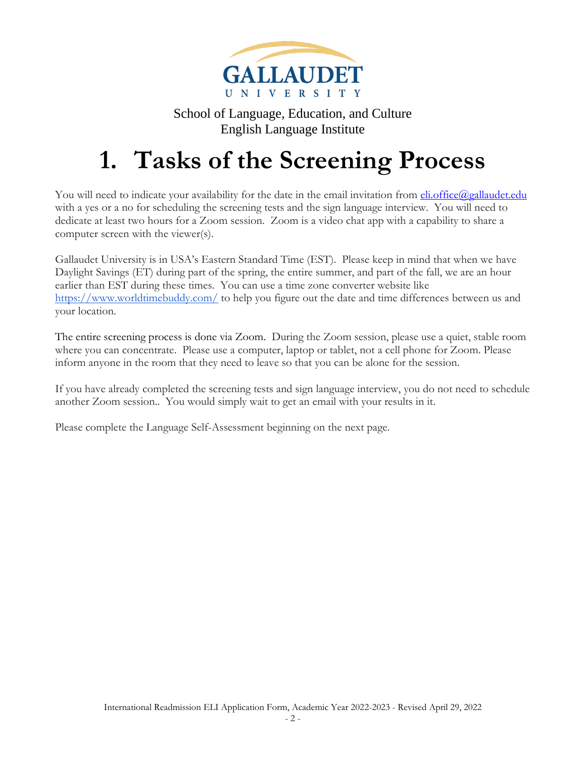GALLAUDET UNIVERSITY

School of Language, Education, and Culture
English Language Institute

# 1. Tasks of the Screening Process

You will need to indicate your availability for the date in the email invitation from eli.office@gallaudet.edu with a yes or a no for scheduling the screening tests and the sign language interview. You will need to dedicate at least two hours for a Zoom session. Zoom is a video chat app with a capability to share a computer screen with the viewer(s).

Gallaudet University is in USA's Eastern Standard Time (EST). Please keep in mind that when we have Daylight Savings (ET) during part of the spring, the entire summer, and part of the fall, we are an hour earlier than EST during these times. You can use a time zone converter website like https://www.worldtimebuddy.com/ to help you figure out the date and time differences between us and your location.

The entire screening process is done via Zoom. During the Zoom session, please use a quiet, stable room where you can concentrate. Please use a computer, laptop or tablet, not a cell phone for Zoom. Please inform anyone in the room that they need to leave so that you can be alone for the session.

If you have already completed the screening tests and sign language interview, you do not need to schedule another Zoom session.. You would simply wait to get an email with your results in it.

Please complete the Language Self-Assessment beginning on the next page.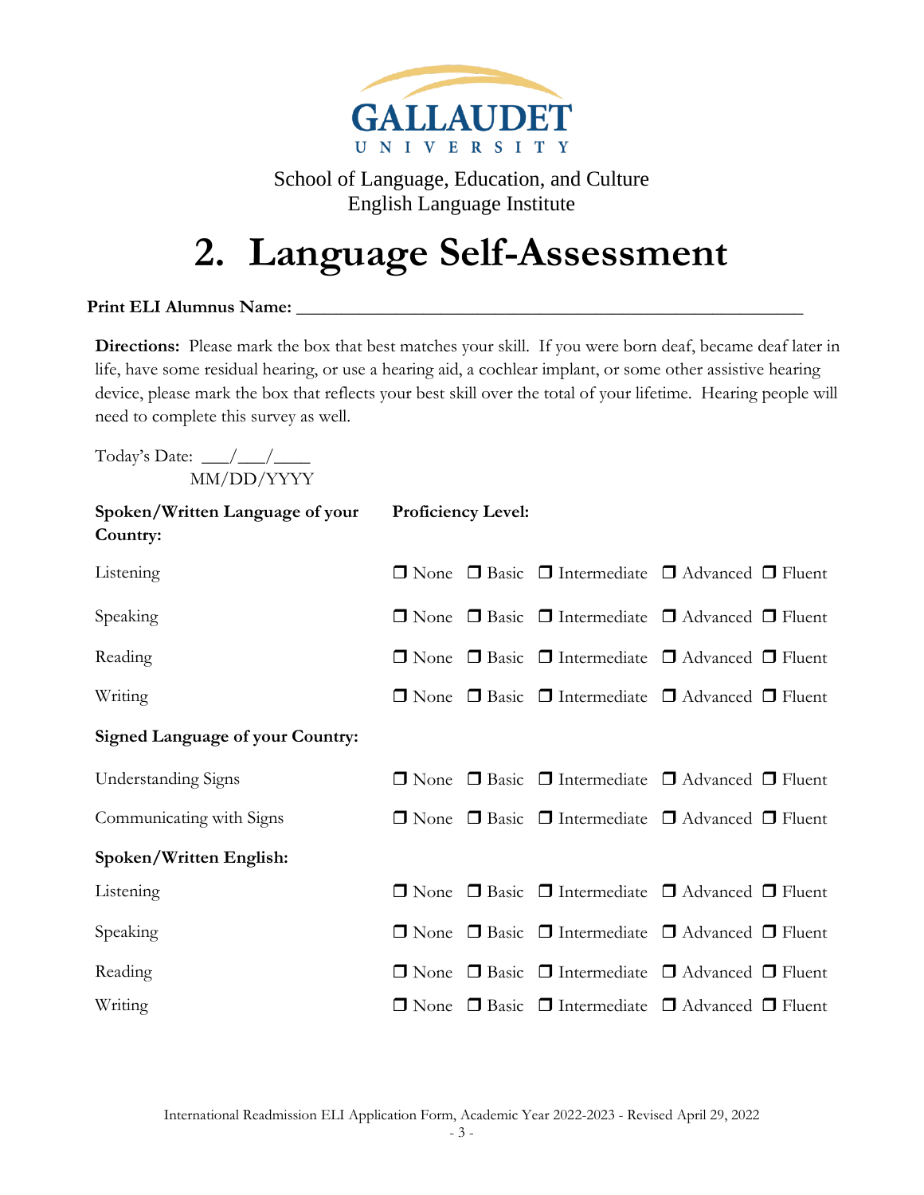GALLAUDET UNIVERSITY

School of Language, Education, and Culture
English Language Institute

# 2. Language Self-Assessment

**Print ELI Alumnus Name:** ___________________________________________________________

**Directions:** Please mark the box that best matches your skill. If you were born deaf, became deaf later in life, have some residual hearing, or use a hearing aid, a cochlear implant, or some other assistive hearing device, please mark the box that reflects your best skill over the total of your lifetime. Hearing people will need to complete this survey as well.

Today's Date: ___/___/____
MM/DD/YYYY

| **Spoken/Written Language of your Country:** | **Proficiency Level:** |
|---|---|
| Listening | ❐ None ❐ Basic ❐ Intermediate ❐ Advanced ❐ Fluent |
| Speaking | ❐ None ❐ Basic ❐ Intermediate ❐ Advanced ❐ Fluent |
| Reading | ❐ None ❐ Basic ❐ Intermediate ❐ Advanced ❐ Fluent |
| Writing | ❐ None ❐ Basic ❐ Intermediate ❐ Advanced ❐ Fluent |
| **Signed Language of your Country:** | |
| Understanding Signs | ❐ None ❐ Basic ❐ Intermediate ❐ Advanced ❐ Fluent |
| Communicating with Signs | ❐ None ❐ Basic ❐ Intermediate ❐ Advanced ❐ Fluent |
| **Spoken/Written English:** | |
| Listening | ❐ None ❐ Basic ❐ Intermediate ❐ Advanced ❐ Fluent |
| Speaking | ❐ None ❐ Basic ❐ Intermediate ❐ Advanced ❐ Fluent |
| Reading | ❐ None ❐ Basic ❐ Intermediate ❐ Advanced ❐ Fluent |
| Writing | ❐ None ❐ Basic ❐ Intermediate ❐ Advanced ❐ Fluent |

International Readmission ELI Application Form, Academic Year 2022-2023 - Revised April 29, 2022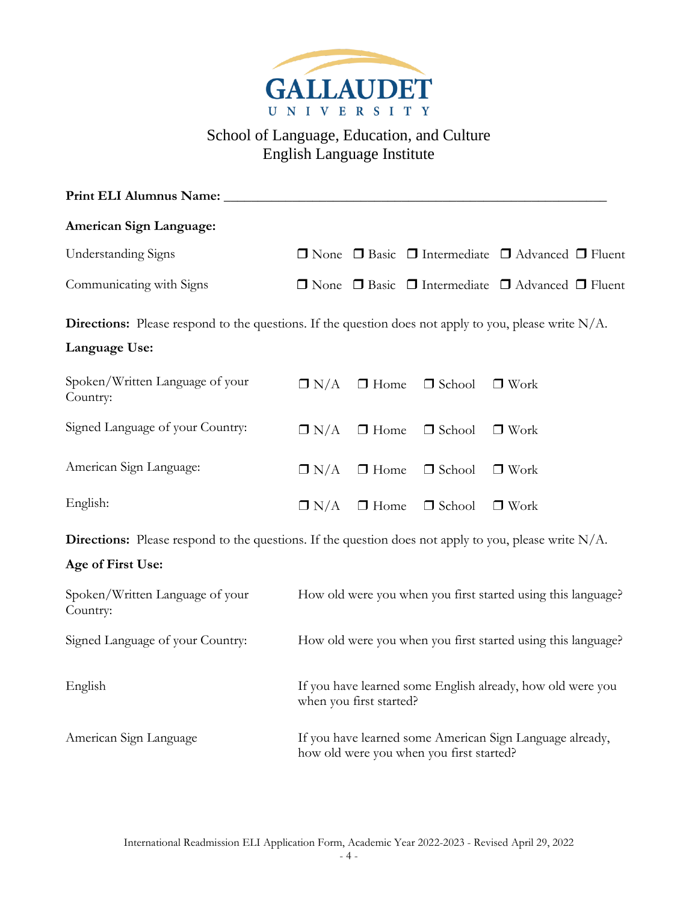GALLAUDET UNIVERSITY

School of Language, Education, and Culture
English Language Institute

**Print ELI Alumnus Name:** ___________________________________________________________

**American Sign Language:**

| | |
|---|---|
| Understanding Signs | ❒ None ❒ Basic ❒ Intermediate ❒ Advanced ❒ Fluent |
| Communicating with Signs | ❒ None ❒ Basic ❒ Intermediate ❒ Advanced ❒ Fluent |

**Directions:** Please respond to the questions. If the question does not apply to you, please write N/A.

**Language Use:**

| | | | | |
|---|---|---|---|---|
| Spoken/Written Language of your Country: | ❒ N/A | ❒ Home | ❒ School | ❒ Work |
| Signed Language of your Country: | ❒ N/A | ❒ Home | ❒ School | ❒ Work |
| American Sign Language: | ❒ N/A | ❒ Home | ❒ School | ❒ Work |
| English: | ❒ N/A | ❒ Home | ❒ School | ❒ Work |

**Directions:** Please respond to the questions. If the question does not apply to you, please write N/A.

**Age of First Use:**

| | |
|---|---|
| Spoken/Written Language of your Country: | How old were you when you first started using this language? |
| Signed Language of your Country: | How old were you when you first started using this language? |
| English | If you have learned some English already, how old were you when you first started? |
| American Sign Language | If you have learned some American Sign Language already, how old were you when you first started? |